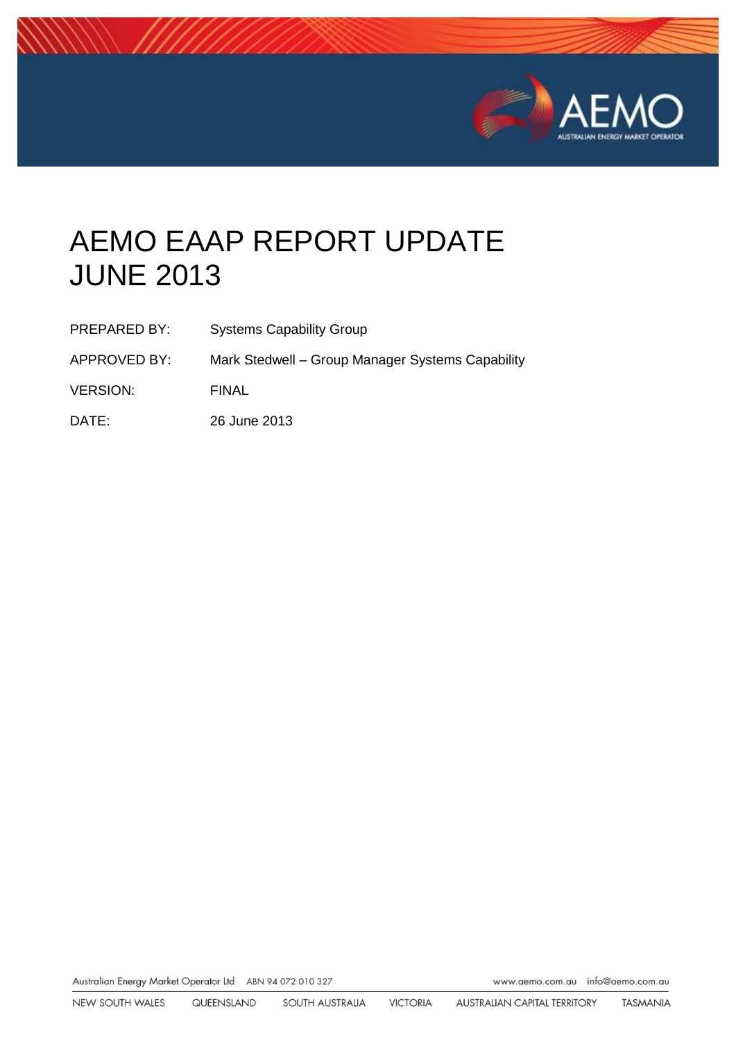# AEMO EAAP REPORT UPDATE JUNE 2013

| | |
|---|---|
| PREPARED BY: | Systems Capability Group |
| APPROVED BY: | Mark Stedwell – Group Manager Systems Capability |
| VERSION: | FINAL |
| DATE: | 26 June 2013 |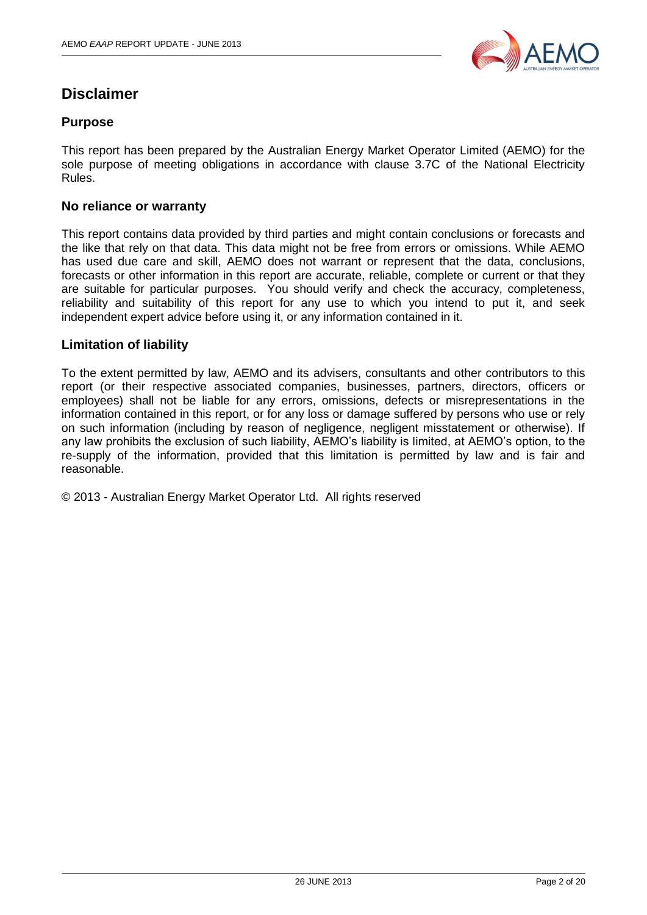# Disclaimer

## Purpose

This report has been prepared by the Australian Energy Market Operator Limited (AEMO) for the sole purpose of meeting obligations in accordance with clause 3.7C of the National Electricity Rules.

## No reliance or warranty

This report contains data provided by third parties and might contain conclusions or forecasts and the like that rely on that data. This data might not be free from errors or omissions. While AEMO has used due care and skill, AEMO does not warrant or represent that the data, conclusions, forecasts or other information in this report are accurate, reliable, complete or current or that they are suitable for particular purposes. You should verify and check the accuracy, completeness, reliability and suitability of this report for any use to which you intend to put it, and seek independent expert advice before using it, or any information contained in it.

## Limitation of liability

To the extent permitted by law, AEMO and its advisers, consultants and other contributors to this report (or their respective associated companies, businesses, partners, directors, officers or employees) shall not be liable for any errors, omissions, defects or misrepresentations in the information contained in this report, or for any loss or damage suffered by persons who use or rely on such information (including by reason of negligence, negligent misstatement or otherwise). If any law prohibits the exclusion of such liability, AEMO's liability is limited, at AEMO's option, to the re-supply of the information, provided that this limitation is permitted by law and is fair and reasonable.

© 2013 - Australian Energy Market Operator Ltd. All rights reserved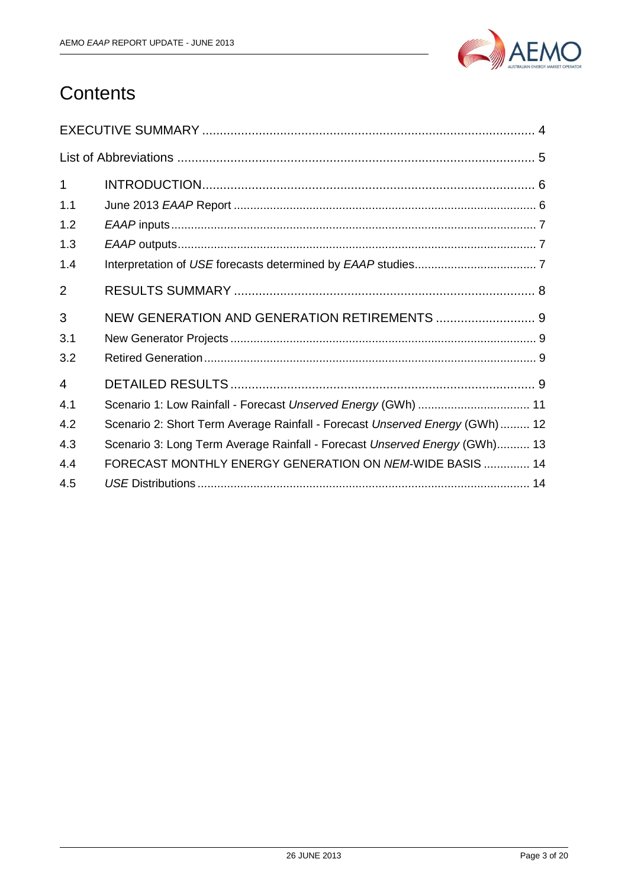# Contents

| | | |
|---|---|---|
| EXECUTIVE SUMMARY | | 4 |
| List of Abbreviations | | 5 |
| 1 | INTRODUCTION | 6 |
| 1.1 | June 2013 *EAAP* Report | 6 |
| 1.2 | *EAAP* inputs | 7 |
| 1.3 | *EAAP* outputs | 7 |
| 1.4 | Interpretation of *USE* forecasts determined by *EAAP* studies | 7 |
| 2 | RESULTS SUMMARY | 8 |
| 3 | NEW GENERATION AND GENERATION RETIREMENTS | 9 |
| 3.1 | New Generator Projects | 9 |
| 3.2 | Retired Generation | 9 |
| 4 | DETAILED RESULTS | 9 |
| 4.1 | Scenario 1: Low Rainfall - Forecast *Unserved Energy* (GWh) | 11 |
| 4.2 | Scenario 2: Short Term Average Rainfall - Forecast *Unserved Energy* (GWh) | 12 |
| 4.3 | Scenario 3: Long Term Average Rainfall - Forecast *Unserved Energy* (GWh) | 13 |
| 4.4 | FORECAST MONTHLY ENERGY GENERATION ON *NEM*-WIDE BASIS | 14 |
| 4.5 | *USE* Distributions | 14 |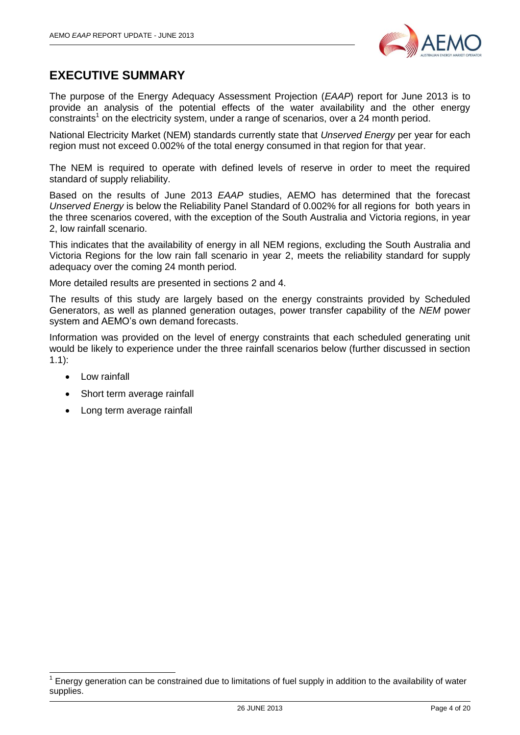# EXECUTIVE SUMMARY

The purpose of the Energy Adequacy Assessment Projection (*EAAP*) report for June 2013 is to provide an analysis of the potential effects of the water availability and the other energy constraints[1] on the electricity system, under a range of scenarios, over a 24 month period.

National Electricity Market (NEM) standards currently state that *Unserved Energy* per year for each region must not exceed 0.002% of the total energy consumed in that region for that year.

The NEM is required to operate with defined levels of reserve in order to meet the required standard of supply reliability.

Based on the results of June 2013 *EAAP* studies, AEMO has determined that the forecast *Unserved Energy* is below the Reliability Panel Standard of 0.002% for all regions for both years in the three scenarios covered, with the exception of the South Australia and Victoria regions, in year 2, low rainfall scenario.

This indicates that the availability of energy in all NEM regions, excluding the South Australia and Victoria Regions for the low rain fall scenario in year 2, meets the reliability standard for supply adequacy over the coming 24 month period.

More detailed results are presented in sections 2 and 4.

The results of this study are largely based on the energy constraints provided by Scheduled Generators, as well as planned generation outages, power transfer capability of the *NEM* power system and AEMO's own demand forecasts.

Information was provided on the level of energy constraints that each scheduled generating unit would be likely to experience under the three rainfall scenarios below (further discussed in section 1.1):

- Low rainfall
- Short term average rainfall
- Long term average rainfall

[1] Energy generation can be constrained due to limitations of fuel supply in addition to the availability of water supplies.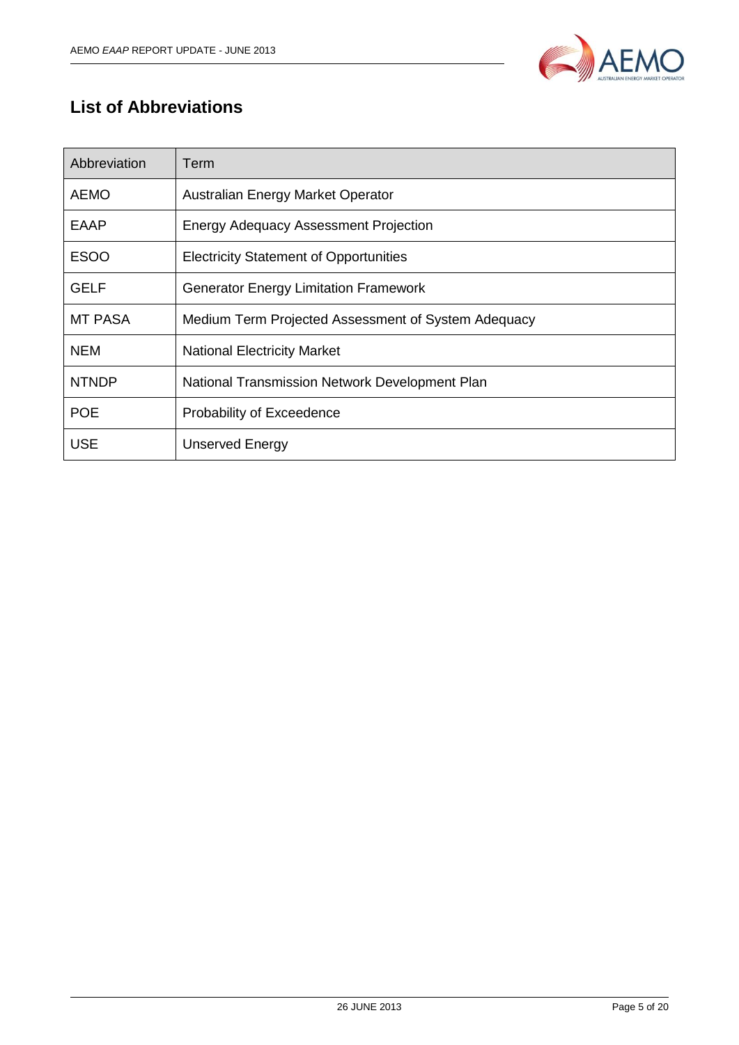## List of Abbreviations

| Abbreviation | Term |
|---|---|
| AEMO | Australian Energy Market Operator |
| EAAP | Energy Adequacy Assessment Projection |
| ESOO | Electricity Statement of Opportunities |
| GELF | Generator Energy Limitation Framework |
| MT PASA | Medium Term Projected Assessment of System Adequacy |
| NEM | National Electricity Market |
| NTNDP | National Transmission Network Development Plan |
| POE | Probability of Exceedence |
| USE | Unserved Energy |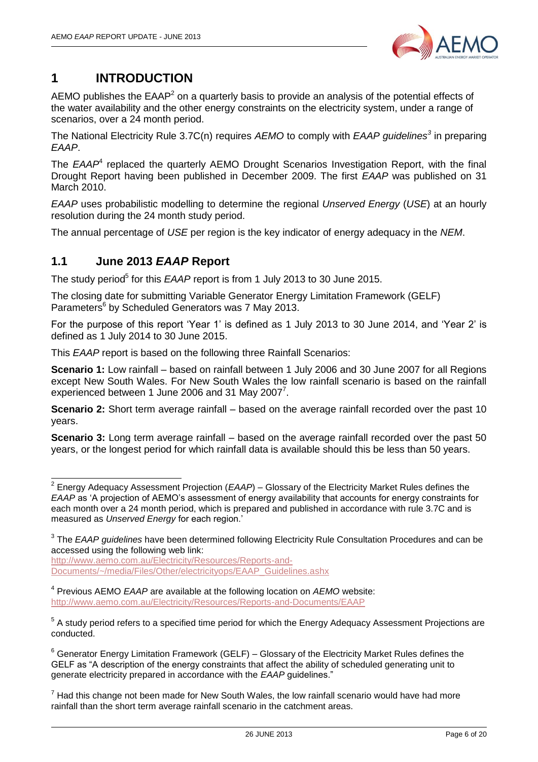# 1 INTRODUCTION

AEMO publishes the EAAP[2] on a quarterly basis to provide an analysis of the potential effects of the water availability and the other energy constraints on the electricity system, under a range of scenarios, over a 24 month period.

The National Electricity Rule 3.7C(n) requires *AEMO* to comply with *EAAP guidelines*[3] in preparing *EAAP*.

The *EAAP*[4] replaced the quarterly AEMO Drought Scenarios Investigation Report, with the final Drought Report having been published in December 2009. The first *EAAP* was published on 31 March 2010.

*EAAP* uses probabilistic modelling to determine the regional *Unserved Energy* (*USE*) at an hourly resolution during the 24 month study period.

The annual percentage of *USE* per region is the key indicator of energy adequacy in the *NEM*.

## 1.1 June 2013 *EAAP* Report

The study period[5] for this *EAAP* report is from 1 July 2013 to 30 June 2015.

The closing date for submitting Variable Generator Energy Limitation Framework (GELF) Parameters[6] by Scheduled Generators was 7 May 2013.

For the purpose of this report 'Year 1' is defined as 1 July 2013 to 30 June 2014, and 'Year 2' is defined as 1 July 2014 to 30 June 2015.

This *EAAP* report is based on the following three Rainfall Scenarios:

**Scenario 1:** Low rainfall – based on rainfall between 1 July 2006 and 30 June 2007 for all Regions except New South Wales. For New South Wales the low rainfall scenario is based on the rainfall experienced between 1 June 2006 and 31 May 2007[7].

**Scenario 2:** Short term average rainfall – based on the average rainfall recorded over the past 10 years.

**Scenario 3:** Long term average rainfall – based on the average rainfall recorded over the past 50 years, or the longest period for which rainfall data is available should this be less than 50 years.

---

[2] Energy Adequacy Assessment Projection (*EAAP*) – Glossary of the Electricity Market Rules defines the *EAAP* as 'A projection of AEMO's assessment of energy availability that accounts for energy constraints for each month over a 24 month period, which is prepared and published in accordance with rule 3.7C and is measured as *Unserved Energy* for each region.'

[3] The *EAAP guidelines* have been determined following Electricity Rule Consultation Procedures and can be accessed using the following web link: http://www.aemo.com.au/Electricity/Resources/Reports-and-Documents/~/media/Files/Other/electricityops/EAAP_Guidelines.ashx

[4] Previous AEMO *EAAP* are available at the following location on *AEMO* website: http://www.aemo.com.au/Electricity/Resources/Reports-and-Documents/EAAP

[5] A study period refers to a specified time period for which the Energy Adequacy Assessment Projections are conducted.

[6] Generator Energy Limitation Framework (GELF) – Glossary of the Electricity Market Rules defines the GELF as "A description of the energy constraints that affect the ability of scheduled generating unit to generate electricity prepared in accordance with the *EAAP* guidelines."

[7] Had this change not been made for New South Wales, the low rainfall scenario would have had more rainfall than the short term average rainfall scenario in the catchment areas.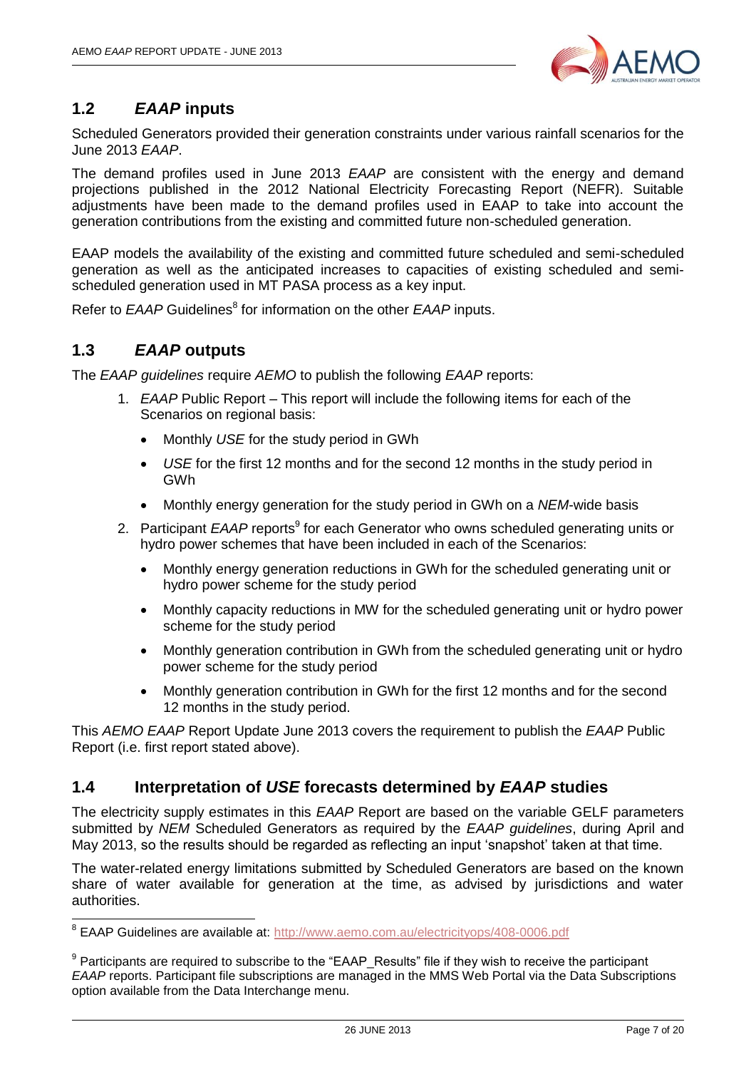## 1.2 *EAAP* inputs

Scheduled Generators provided their generation constraints under various rainfall scenarios for the June 2013 *EAAP*.

The demand profiles used in June 2013 *EAAP* are consistent with the energy and demand projections published in the 2012 National Electricity Forecasting Report (NEFR). Suitable adjustments have been made to the demand profiles used in EAAP to take into account the generation contributions from the existing and committed future non-scheduled generation.

EAAP models the availability of the existing and committed future scheduled and semi-scheduled generation as well as the anticipated increases to capacities of existing scheduled and semi-scheduled generation used in MT PASA process as a key input.

Refer to *EAAP* Guidelines[8] for information on the other *EAAP* inputs.

## 1.3 *EAAP* outputs

The *EAAP guidelines* require *AEMO* to publish the following *EAAP* reports:

1. *EAAP* Public Report – This report will include the following items for each of the Scenarios on regional basis:
   - Monthly *USE* for the study period in GWh
   - *USE* for the first 12 months and for the second 12 months in the study period in GWh
   - Monthly energy generation for the study period in GWh on a *NEM*-wide basis
2. Participant *EAAP* reports[9] for each Generator who owns scheduled generating units or hydro power schemes that have been included in each of the Scenarios:
   - Monthly energy generation reductions in GWh for the scheduled generating unit or hydro power scheme for the study period
   - Monthly capacity reductions in MW for the scheduled generating unit or hydro power scheme for the study period
   - Monthly generation contribution in GWh from the scheduled generating unit or hydro power scheme for the study period
   - Monthly generation contribution in GWh for the first 12 months and for the second 12 months in the study period.

This *AEMO EAAP* Report Update June 2013 covers the requirement to publish the *EAAP* Public Report (i.e. first report stated above).

## 1.4 Interpretation of *USE* forecasts determined by *EAAP* studies

The electricity supply estimates in this *EAAP* Report are based on the variable GELF parameters submitted by *NEM* Scheduled Generators as required by the *EAAP guidelines*, during April and May 2013, so the results should be regarded as reflecting an input 'snapshot' taken at that time.

The water-related energy limitations submitted by Scheduled Generators are based on the known share of water available for generation at the time, as advised by jurisdictions and water authorities.

---

[8] EAAP Guidelines are available at: http://www.aemo.com.au/electricityops/408-0006.pdf

[9] Participants are required to subscribe to the "EAAP_Results" file if they wish to receive the participant *EAAP* reports. Participant file subscriptions are managed in the MMS Web Portal via the Data Subscriptions option available from the Data Interchange menu.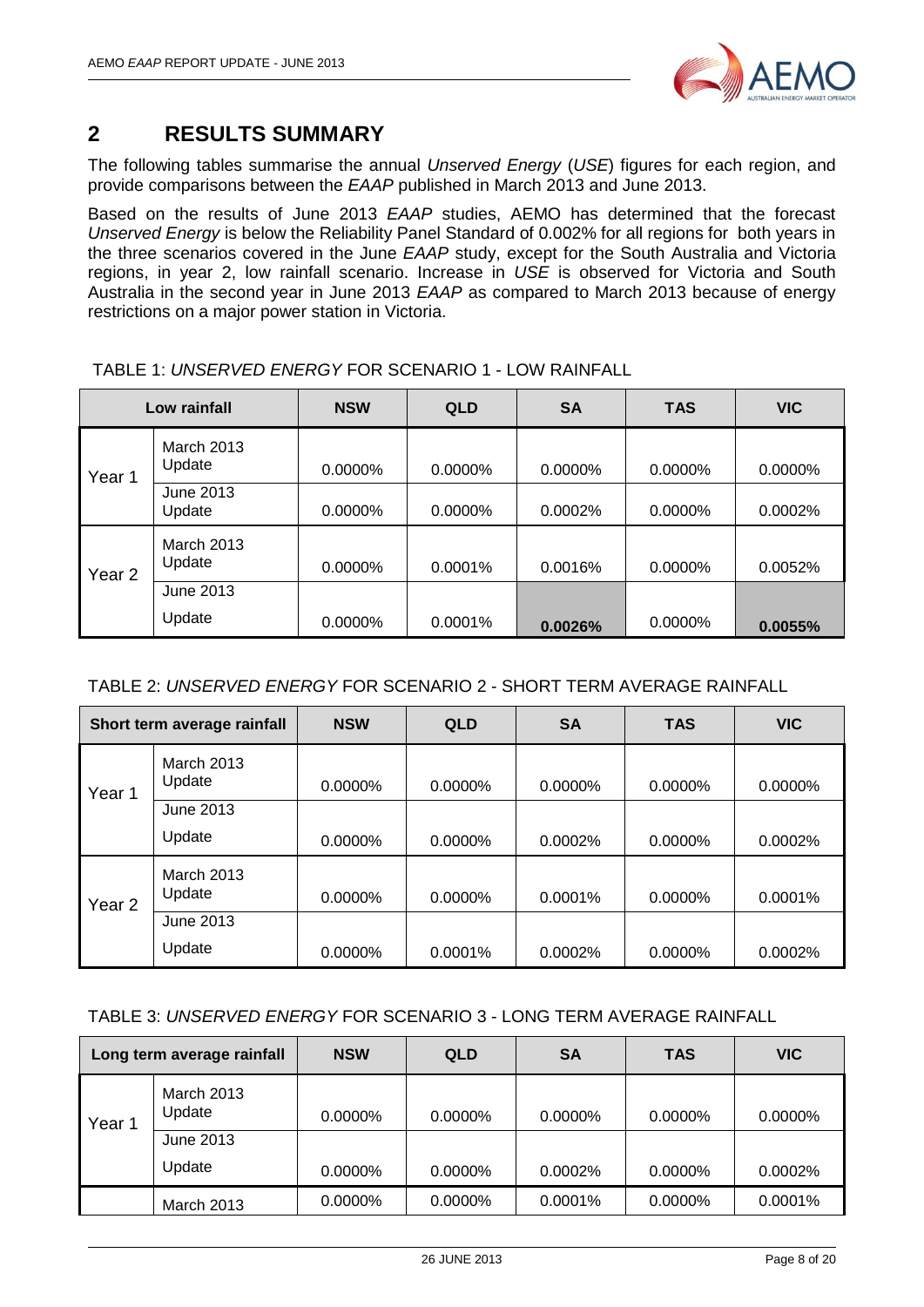# 2 RESULTS SUMMARY

The following tables summarise the annual *Unserved Energy* (*USE*) figures for each region, and provide comparisons between the *EAAP* published in March 2013 and June 2013.

Based on the results of June 2013 *EAAP* studies, AEMO has determined that the forecast *Unserved Energy* is below the Reliability Panel Standard of 0.002% for all regions for both years in the three scenarios covered in the June *EAAP* study, except for the South Australia and Victoria regions, in year 2, low rainfall scenario. Increase in *USE* is observed for Victoria and South Australia in the second year in June 2013 *EAAP* as compared to March 2013 because of energy restrictions on a major power station in Victoria.

TABLE 1: *UNSERVED ENERGY* FOR SCENARIO 1 - LOW RAINFALL

| Low rainfall | | NSW | QLD | SA | TAS | VIC |
|---|---|---|---|---|---|---|
| Year 1 | March 2013 Update | 0.0000% | 0.0000% | 0.0000% | 0.0000% | 0.0000% |
| | June 2013 Update | 0.0000% | 0.0000% | 0.0002% | 0.0000% | 0.0002% |
| Year 2 | March 2013 Update | 0.0000% | 0.0001% | 0.0016% | 0.0000% | 0.0052% |
| | June 2013 Update | 0.0000% | 0.0001% | **0.0026%** | 0.0000% | **0.0055%** |

TABLE 2: *UNSERVED ENERGY* FOR SCENARIO 2 - SHORT TERM AVERAGE RAINFALL

| Short term average rainfall | | NSW | QLD | SA | TAS | VIC |
|---|---|---|---|---|---|---|
| Year 1 | March 2013 Update | 0.0000% | 0.0000% | 0.0000% | 0.0000% | 0.0000% |
| | June 2013 Update | 0.0000% | 0.0000% | 0.0002% | 0.0000% | 0.0002% |
| Year 2 | March 2013 Update | 0.0000% | 0.0000% | 0.0001% | 0.0000% | 0.0001% |
| | June 2013 Update | 0.0000% | 0.0001% | 0.0002% | 0.0000% | 0.0002% |

TABLE 3: *UNSERVED ENERGY* FOR SCENARIO 3 - LONG TERM AVERAGE RAINFALL

| Long term average rainfall | | NSW | QLD | SA | TAS | VIC |
|---|---|---|---|---|---|---|
| Year 1 | March 2013 Update | 0.0000% | 0.0000% | 0.0000% | 0.0000% | 0.0000% |
| | June 2013 Update | 0.0000% | 0.0000% | 0.0002% | 0.0000% | 0.0002% |
| | March 2013 | 0.0000% | 0.0000% | 0.0001% | 0.0000% | 0.0001% |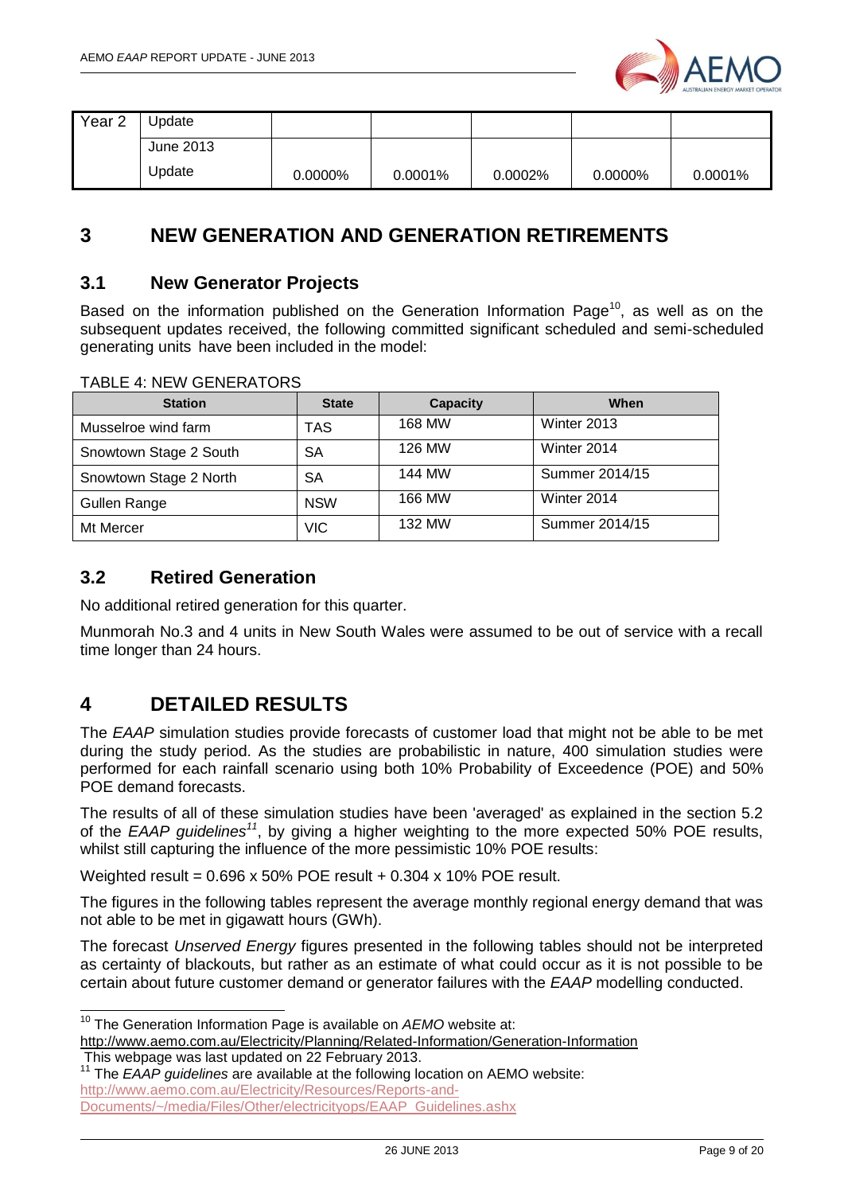| Year 2 | Update | | | | | |
|---|---|---|---|---|---|---|
| | June 2013 Update | 0.0000% | 0.0001% | 0.0002% | 0.0000% | 0.0001% |

# 3 NEW GENERATION AND GENERATION RETIREMENTS

## 3.1 New Generator Projects

Based on the information published on the Generation Information Page[10], as well as on the subsequent updates received, the following committed significant scheduled and semi-scheduled generating units have been included in the model:

TABLE 4: NEW GENERATORS

| Station | State | Capacity | When |
|---|---|---|---|
| Musselroe wind farm | TAS | 168 MW | Winter 2013 |
| Snowtown Stage 2 South | SA | 126 MW | Winter 2014 |
| Snowtown Stage 2 North | SA | 144 MW | Summer 2014/15 |
| Gullen Range | NSW | 166 MW | Winter 2014 |
| Mt Mercer | VIC | 132 MW | Summer 2014/15 |

## 3.2 Retired Generation

No additional retired generation for this quarter.

Munmorah No.3 and 4 units in New South Wales were assumed to be out of service with a recall time longer than 24 hours.

# 4 DETAILED RESULTS

The *EAAP* simulation studies provide forecasts of customer load that might not be able to be met during the study period. As the studies are probabilistic in nature, 400 simulation studies were performed for each rainfall scenario using both 10% Probability of Exceedence (POE) and 50% POE demand forecasts.

The results of all of these simulation studies have been 'averaged' as explained in the section 5.2 of the *EAAP guidelines*[11], by giving a higher weighting to the more expected 50% POE results, whilst still capturing the influence of the more pessimistic 10% POE results:

Weighted result = 0.696 x 50% POE result + 0.304 x 10% POE result.

The figures in the following tables represent the average monthly regional energy demand that was not able to be met in gigawatt hours (GWh).

The forecast *Unserved Energy* figures presented in the following tables should not be interpreted as certainty of blackouts, but rather as an estimate of what could occur as it is not possible to be certain about future customer demand or generator failures with the *EAAP* modelling conducted.

---

[10] The Generation Information Page is available on *AEMO* website at: http://www.aemo.com.au/Electricity/Planning/Related-Information/Generation-Information This webpage was last updated on 22 February 2013.

[11] The *EAAP guidelines* are available at the following location on AEMO website: http://www.aemo.com.au/Electricity/Resources/Reports-and-Documents/~/media/Files/Other/electricityops/EAAP_Guidelines.ashx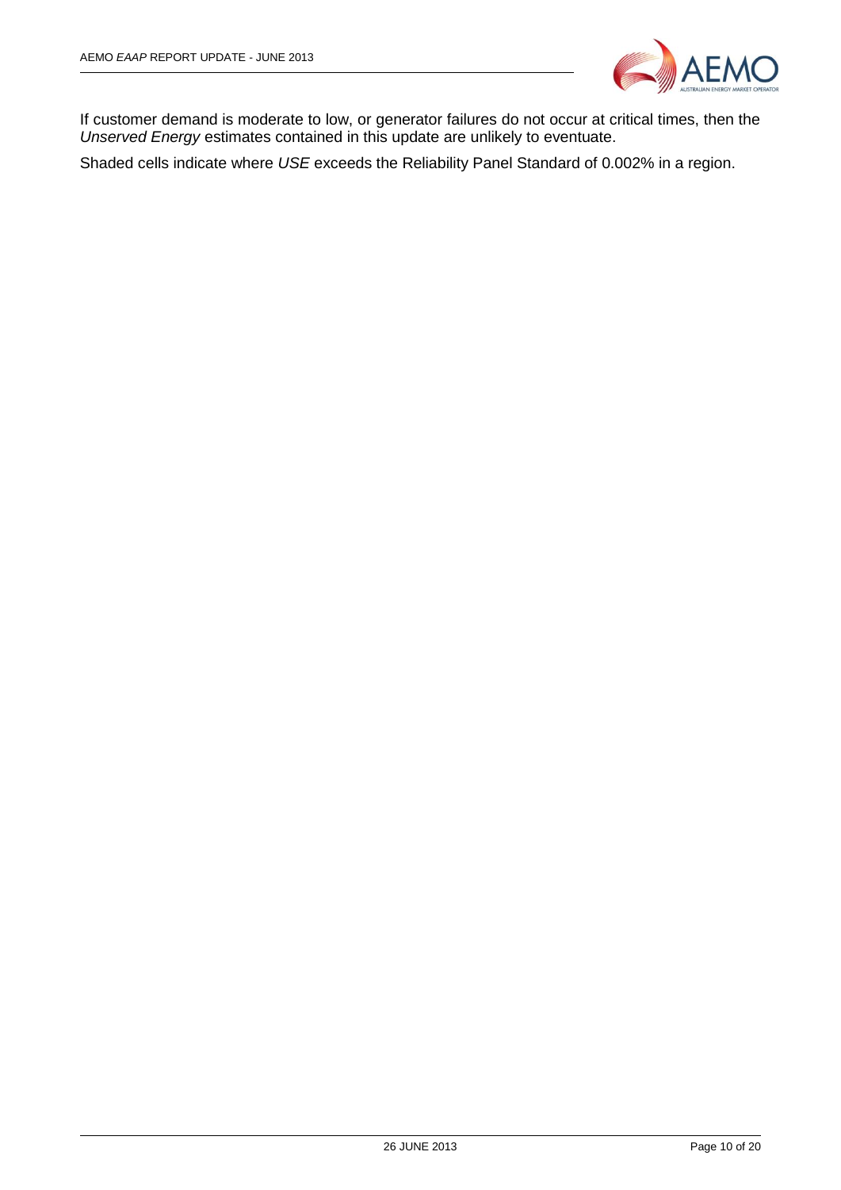If customer demand is moderate to low, or generator failures do not occur at critical times, then the *Unserved Energy* estimates contained in this update are unlikely to eventuate.

Shaded cells indicate where *USE* exceeds the Reliability Panel Standard of 0.002% in a region.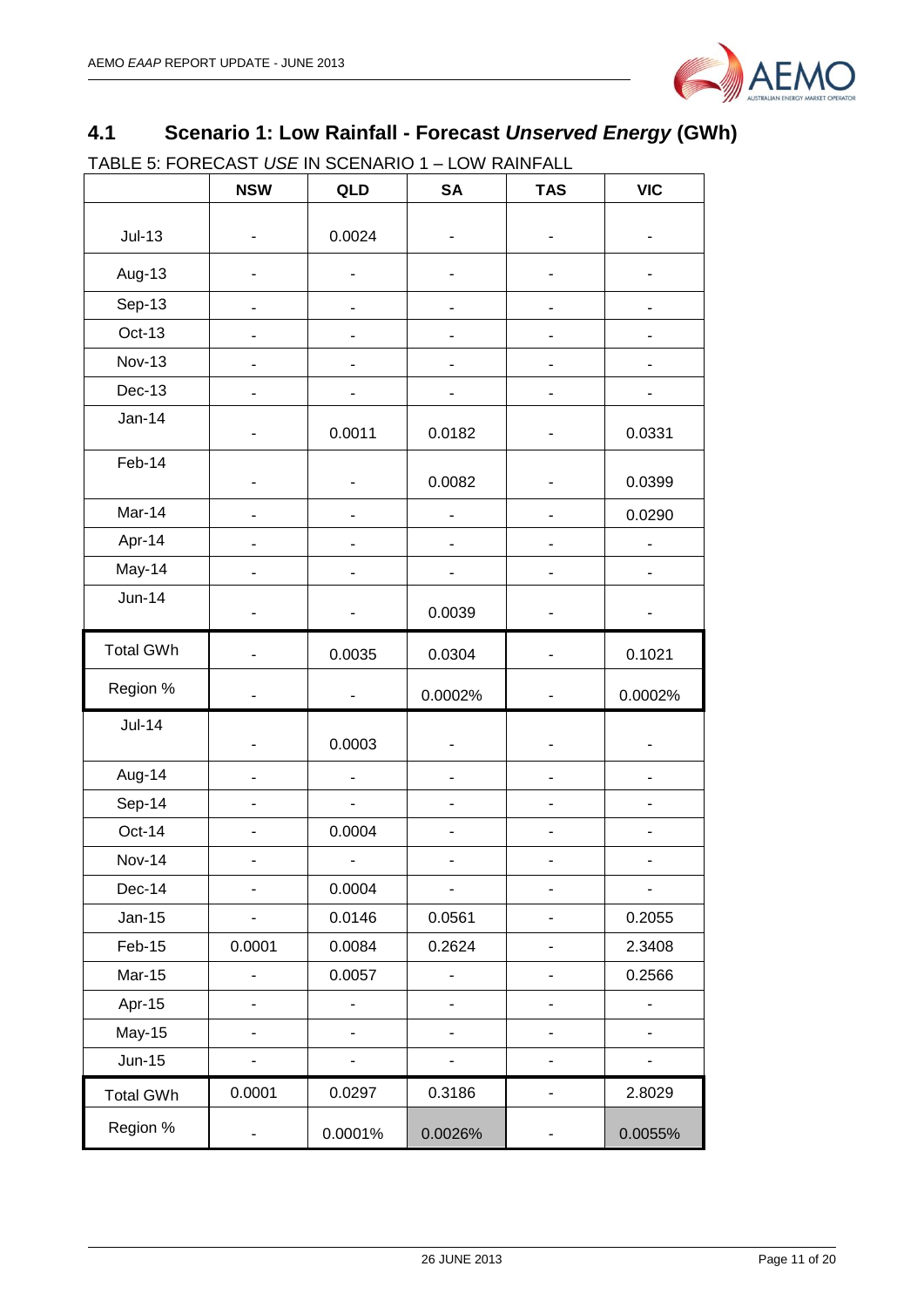## 4.1 Scenario 1: Low Rainfall - Forecast *Unserved Energy* (GWh)

TABLE 5: FORECAST *USE* IN SCENARIO 1 – LOW RAINFALL

| | NSW | QLD | SA | TAS | VIC |
|---|---|---|---|---|---|
| Jul-13 | - | 0.0024 | - | - | - |
| Aug-13 | - | - | - | - | - |
| Sep-13 | - | - | - | - | - |
| Oct-13 | - | - | - | - | - |
| Nov-13 | - | - | - | - | - |
| Dec-13 | - | - | - | - | - |
| Jan-14 | - | 0.0011 | 0.0182 | - | 0.0331 |
| Feb-14 | - | - | 0.0082 | - | 0.0399 |
| Mar-14 | - | - | - | - | 0.0290 |
| Apr-14 | - | - | - | - | - |
| May-14 | - | - | - | - | - |
| Jun-14 | - | - | 0.0039 | - | - |
| Total GWh | - | 0.0035 | 0.0304 | - | 0.1021 |
| Region % | - | - | 0.0002% | - | 0.0002% |
| Jul-14 | - | 0.0003 | - | - | - |
| Aug-14 | - | - | - | - | - |
| Sep-14 | - | - | - | - | - |
| Oct-14 | - | 0.0004 | - | - | - |
| Nov-14 | - | - | - | - | - |
| Dec-14 | - | 0.0004 | - | - | - |
| Jan-15 | - | 0.0146 | 0.0561 | - | 0.2055 |
| Feb-15 | 0.0001 | 0.0084 | 0.2624 | - | 2.3408 |
| Mar-15 | - | 0.0057 | - | - | 0.2566 |
| Apr-15 | - | - | - | - | - |
| May-15 | - | - | - | - | - |
| Jun-15 | - | - | - | - | - |
| Total GWh | 0.0001 | 0.0297 | 0.3186 | - | 2.8029 |
| Region % | - | 0.0001% | 0.0026% | - | 0.0055% |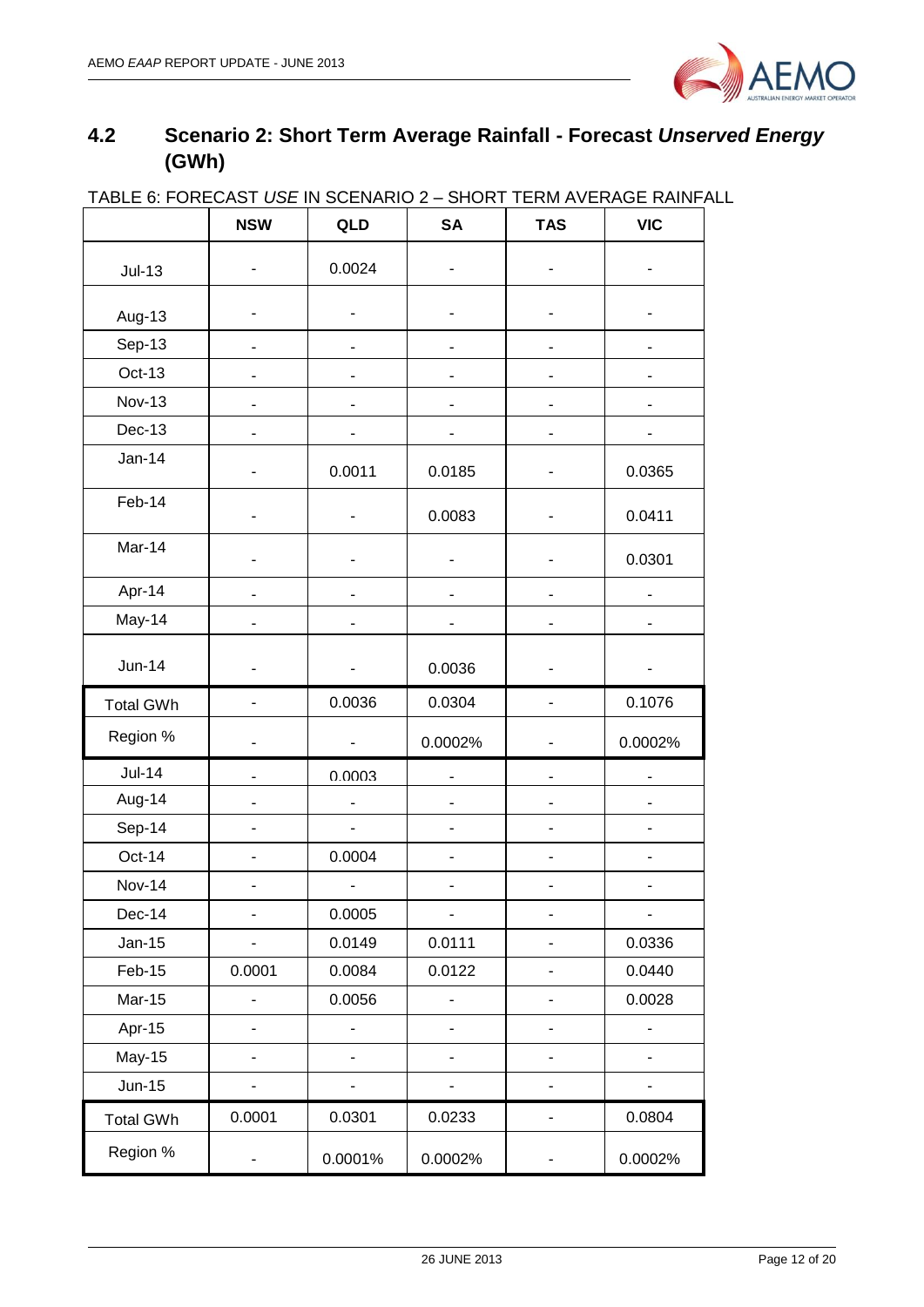## 4.2 Scenario 2: Short Term Average Rainfall - Forecast *Unserved Energy* (GWh)

TABLE 6: FORECAST *USE* IN SCENARIO 2 – SHORT TERM AVERAGE RAINFALL

| | NSW | QLD | SA | TAS | VIC |
|---|---|---|---|---|---|
| Jul-13 | - | 0.0024 | - | - | - |
| Aug-13 | - | - | - | - | - |
| Sep-13 | - | - | - | - | - |
| Oct-13 | - | - | - | - | - |
| Nov-13 | - | - | - | - | - |
| Dec-13 | - | - | - | - | - |
| Jan-14 | - | 0.0011 | 0.0185 | - | 0.0365 |
| Feb-14 | - | - | 0.0083 | - | 0.0411 |
| Mar-14 | - | - | - | - | 0.0301 |
| Apr-14 | - | - | - | - | - |
| May-14 | - | - | - | - | - |
| Jun-14 | - | - | 0.0036 | - | - |
| Total GWh | - | 0.0036 | 0.0304 | - | 0.1076 |
| Region % | - | - | 0.0002% | - | 0.0002% |
| Jul-14 | - | 0.0003 | - | - | - |
| Aug-14 | - | - | - | - | - |
| Sep-14 | - | - | - | - | - |
| Oct-14 | - | 0.0004 | - | - | - |
| Nov-14 | - | - | - | - | - |
| Dec-14 | - | 0.0005 | - | - | - |
| Jan-15 | - | 0.0149 | 0.0111 | - | 0.0336 |
| Feb-15 | 0.0001 | 0.0084 | 0.0122 | - | 0.0440 |
| Mar-15 | - | 0.0056 | - | - | 0.0028 |
| Apr-15 | - | - | - | - | - |
| May-15 | - | - | - | - | - |
| Jun-15 | - | - | - | - | - |
| Total GWh | 0.0001 | 0.0301 | 0.0233 | - | 0.0804 |
| Region % | - | 0.0001% | 0.0002% | - | 0.0002% |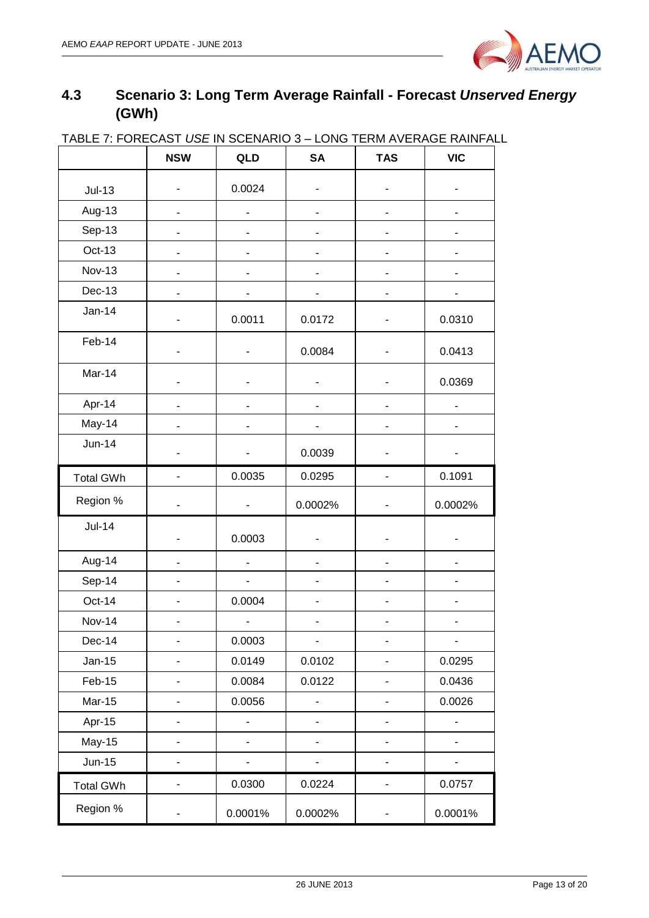## 4.3 Scenario 3: Long Term Average Rainfall - Forecast *Unserved Energy* (GWh)

TABLE 7: FORECAST *USE* IN SCENARIO 3 – LONG TERM AVERAGE RAINFALL

| | NSW | QLD | SA | TAS | VIC |
|---|---|---|---|---|---|
| Jul-13 | - | 0.0024 | - | - | - |
| Aug-13 | - | - | - | - | - |
| Sep-13 | - | - | - | - | - |
| Oct-13 | - | - | - | - | - |
| Nov-13 | - | - | - | - | - |
| Dec-13 | - | - | - | - | - |
| Jan-14 | - | 0.0011 | 0.0172 | - | 0.0310 |
| Feb-14 | - | - | 0.0084 | - | 0.0413 |
| Mar-14 | - | - | - | - | 0.0369 |
| Apr-14 | - | - | - | - | - |
| May-14 | - | - | - | - | - |
| Jun-14 | - | - | 0.0039 | - | - |
| Total GWh | - | 0.0035 | 0.0295 | - | 0.1091 |
| Region % | - | - | 0.0002% | - | 0.0002% |
| Jul-14 | - | 0.0003 | - | - | - |
| Aug-14 | - | - | - | - | - |
| Sep-14 | - | - | - | - | - |
| Oct-14 | - | 0.0004 | - | - | - |
| Nov-14 | - | - | - | - | - |
| Dec-14 | - | 0.0003 | - | - | - |
| Jan-15 | - | 0.0149 | 0.0102 | - | 0.0295 |
| Feb-15 | - | 0.0084 | 0.0122 | - | 0.0436 |
| Mar-15 | - | 0.0056 | - | - | 0.0026 |
| Apr-15 | - | - | - | - | - |
| May-15 | - | - | - | - | - |
| Jun-15 | - | - | - | - | - |
| Total GWh | - | 0.0300 | 0.0224 | - | 0.0757 |
| Region % | - | 0.0001% | 0.0002% | - | 0.0001% |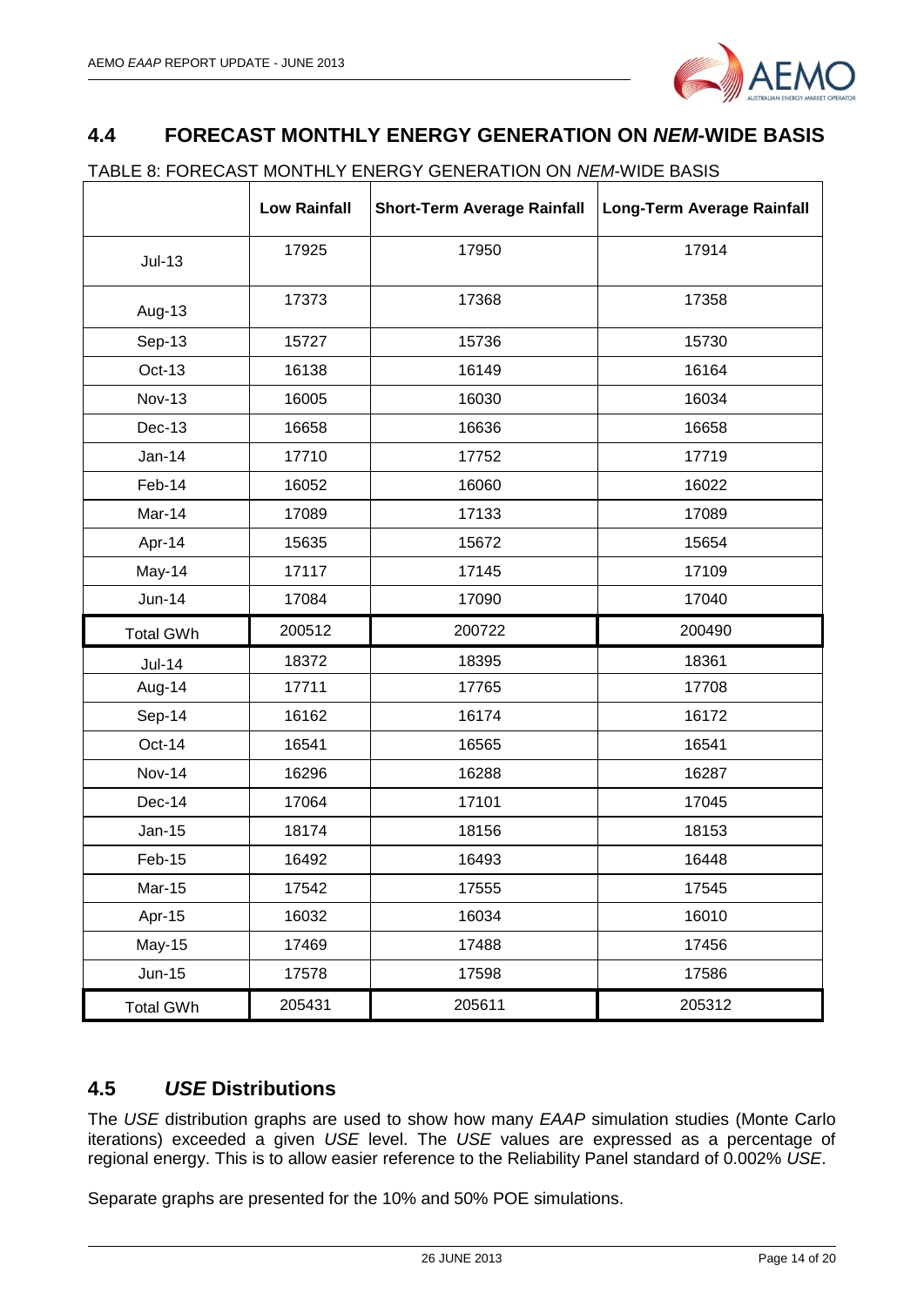## 4.4 FORECAST MONTHLY ENERGY GENERATION ON *NEM*-WIDE BASIS

TABLE 8: FORECAST MONTHLY ENERGY GENERATION ON *NEM*-WIDE BASIS

| | Low Rainfall | Short-Term Average Rainfall | Long-Term Average Rainfall |
|---|---|---|---|
| Jul-13 | 17925 | 17950 | 17914 |
| Aug-13 | 17373 | 17368 | 17358 |
| Sep-13 | 15727 | 15736 | 15730 |
| Oct-13 | 16138 | 16149 | 16164 |
| Nov-13 | 16005 | 16030 | 16034 |
| Dec-13 | 16658 | 16636 | 16658 |
| Jan-14 | 17710 | 17752 | 17719 |
| Feb-14 | 16052 | 16060 | 16022 |
| Mar-14 | 17089 | 17133 | 17089 |
| Apr-14 | 15635 | 15672 | 15654 |
| May-14 | 17117 | 17145 | 17109 |
| Jun-14 | 17084 | 17090 | 17040 |
| Total GWh | 200512 | 200722 | 200490 |
| Jul-14 | 18372 | 18395 | 18361 |
| Aug-14 | 17711 | 17765 | 17708 |
| Sep-14 | 16162 | 16174 | 16172 |
| Oct-14 | 16541 | 16565 | 16541 |
| Nov-14 | 16296 | 16288 | 16287 |
| Dec-14 | 17064 | 17101 | 17045 |
| Jan-15 | 18174 | 18156 | 18153 |
| Feb-15 | 16492 | 16493 | 16448 |
| Mar-15 | 17542 | 17555 | 17545 |
| Apr-15 | 16032 | 16034 | 16010 |
| May-15 | 17469 | 17488 | 17456 |
| Jun-15 | 17578 | 17598 | 17586 |
| Total GWh | 205431 | 205611 | 205312 |

## 4.5 *USE* Distributions

The *USE* distribution graphs are used to show how many *EAAP* simulation studies (Monte Carlo iterations) exceeded a given *USE* level. The *USE* values are expressed as a percentage of regional energy. This is to allow easier reference to the Reliability Panel standard of 0.002% *USE*.

Separate graphs are presented for the 10% and 50% POE simulations.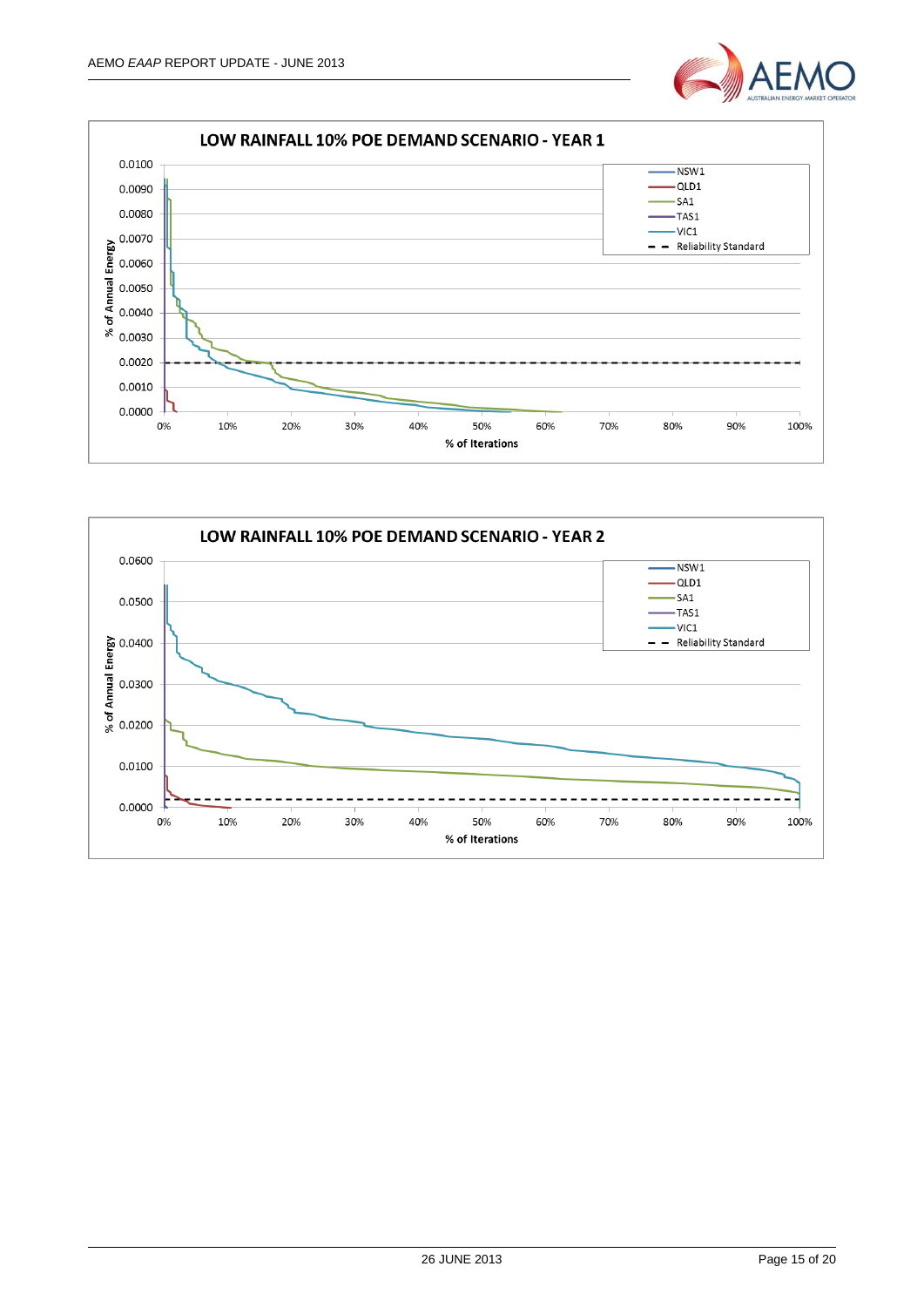LOW RAINFALL 10% POE DEMAND SCENARIO - YEAR 1

% of Annual Energy (0.0000 – 0.0100) vs % of Iterations (0% – 100%)

Legend: NSW1, QLD1, SA1, TAS1, VIC1, Reliability Standard

LOW RAINFALL 10% POE DEMAND SCENARIO - YEAR 2

% of Annual Energy (0.0000 – 0.0600) vs % of Iterations (0% – 100%)

Legend: NSW1, QLD1, SA1, TAS1, VIC1, Reliability Standard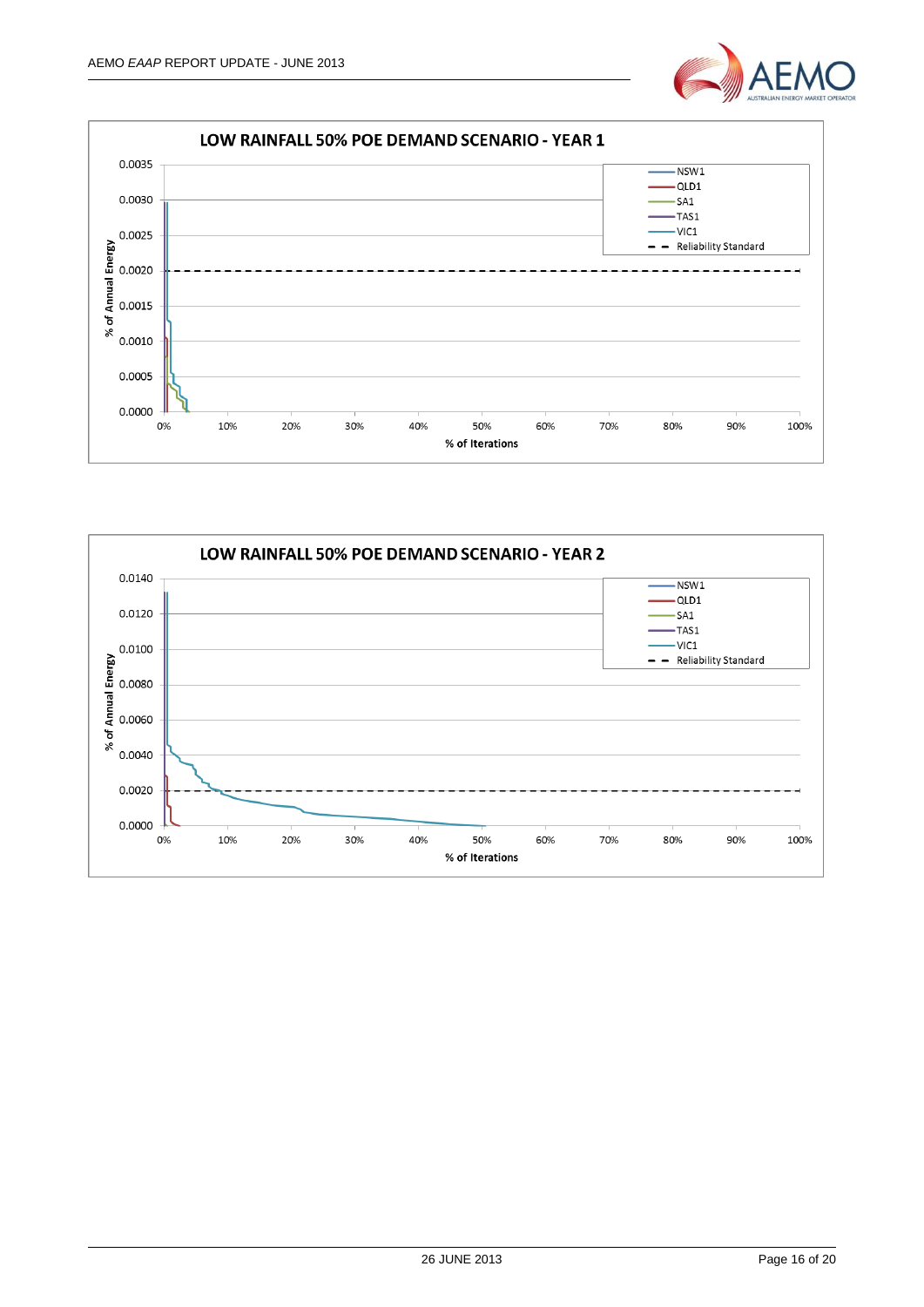**LOW RAINFALL 50% POE DEMAND SCENARIO - YEAR 1**

% of Annual Energy (y-axis: 0.0000 – 0.0035); % of Iterations (x-axis: 0% – 100%)

Legend: NSW1, QLD1, SA1, TAS1, VIC1, Reliability Standard

**LOW RAINFALL 50% POE DEMAND SCENARIO - YEAR 2**

% of Annual Energy (y-axis: 0.0000 – 0.0140); % of Iterations (x-axis: 0% – 100%)

Legend: NSW1, QLD1, SA1, TAS1, VIC1, Reliability Standard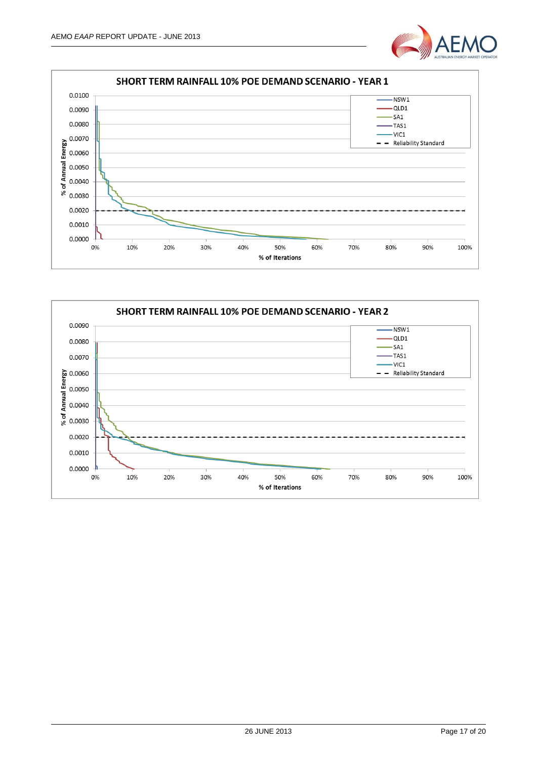**SHORT TERM RAINFALL 10% POE DEMAND SCENARIO - YEAR 1**

% of Annual Energy (0.0000 – 0.0100) vs % of Iterations (0% – 100%)

Legend: NSW1, QLD1, SA1, TAS1, VIC1, Reliability Standard

**SHORT TERM RAINFALL 10% POE DEMAND SCENARIO - YEAR 2**

% of Annual Energy (0.0000 – 0.0090) vs % of Iterations (0% – 100%)

Legend: NSW1, QLD1, SA1, TAS1, VIC1, Reliability Standard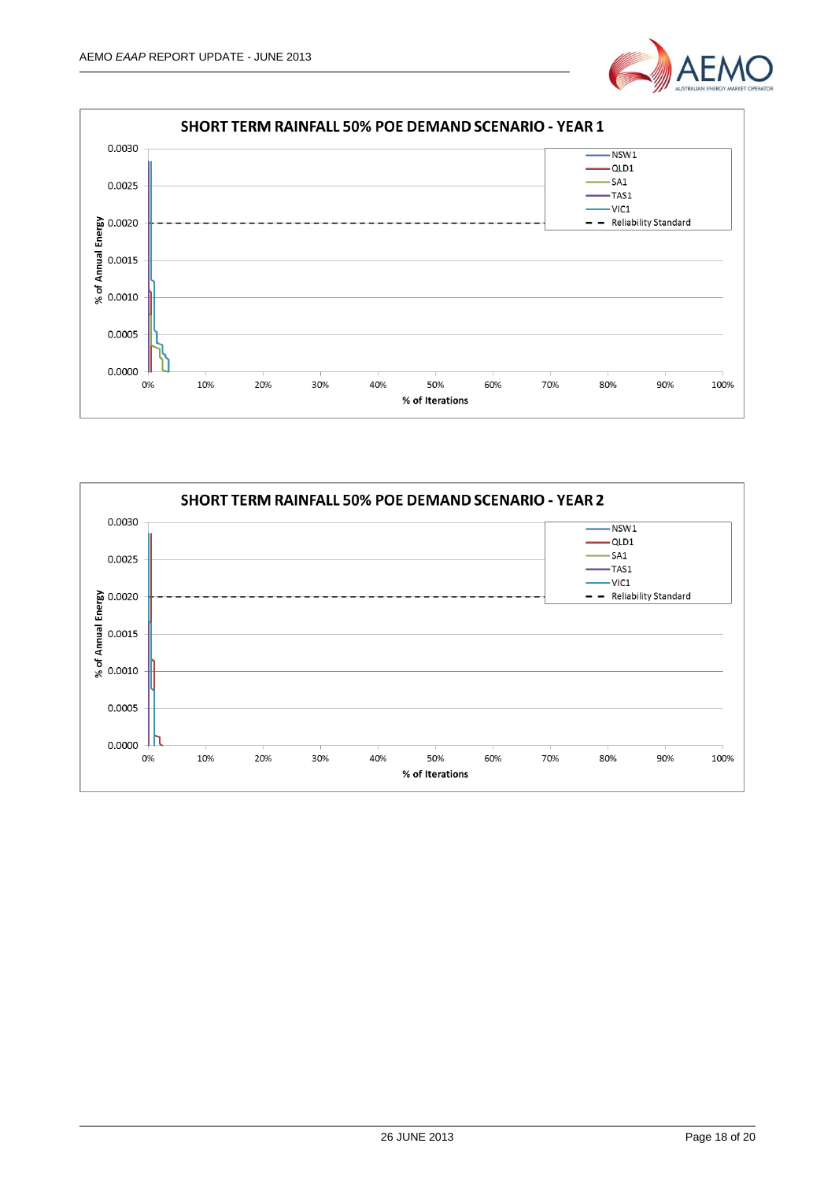**SHORT TERM RAINFALL 50% POE DEMAND SCENARIO - YEAR 1**

% of Annual Energy

0.0030
0.0025
0.0020
0.0015
0.0010
0.0005
0.0000

0% 10% 20% 30% 40% 50% 60% 70% 80% 90% 100%

% of Iterations

NSW1
QLD1
SA1
TAS1
VIC1
Reliability Standard

**SHORT TERM RAINFALL 50% POE DEMAND SCENARIO - YEAR 2**

% of Annual Energy

0.0030
0.0025
0.0020
0.0015
0.0010
0.0005
0.0000

0% 10% 20% 30% 40% 50% 60% 70% 80% 90% 100%

% of Iterations

NSW1
QLD1
SA1
TAS1
VIC1
Reliability Standard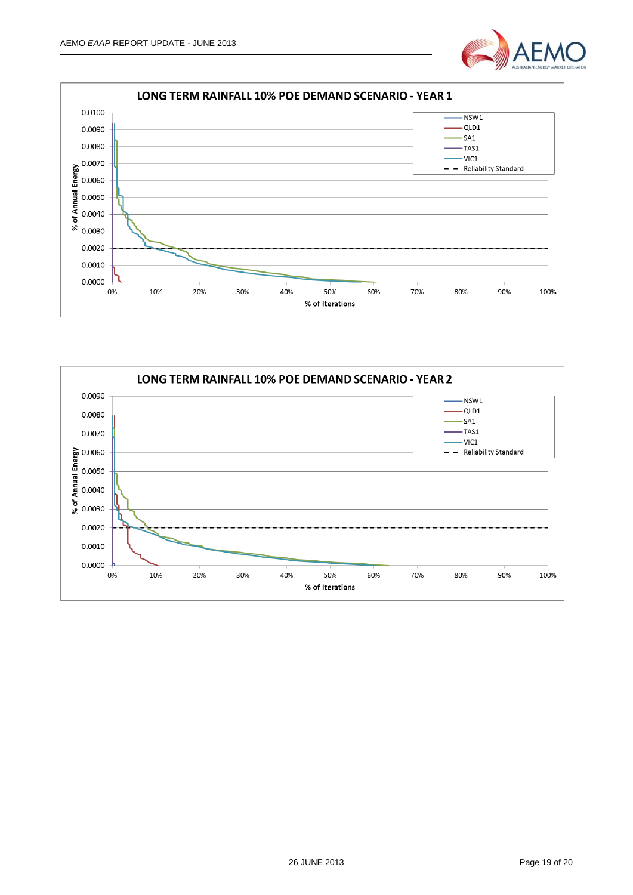**LONG TERM RAINFALL 10% POE DEMAND SCENARIO - YEAR 1**

**LONG TERM RAINFALL 10% POE DEMAND SCENARIO - YEAR 2**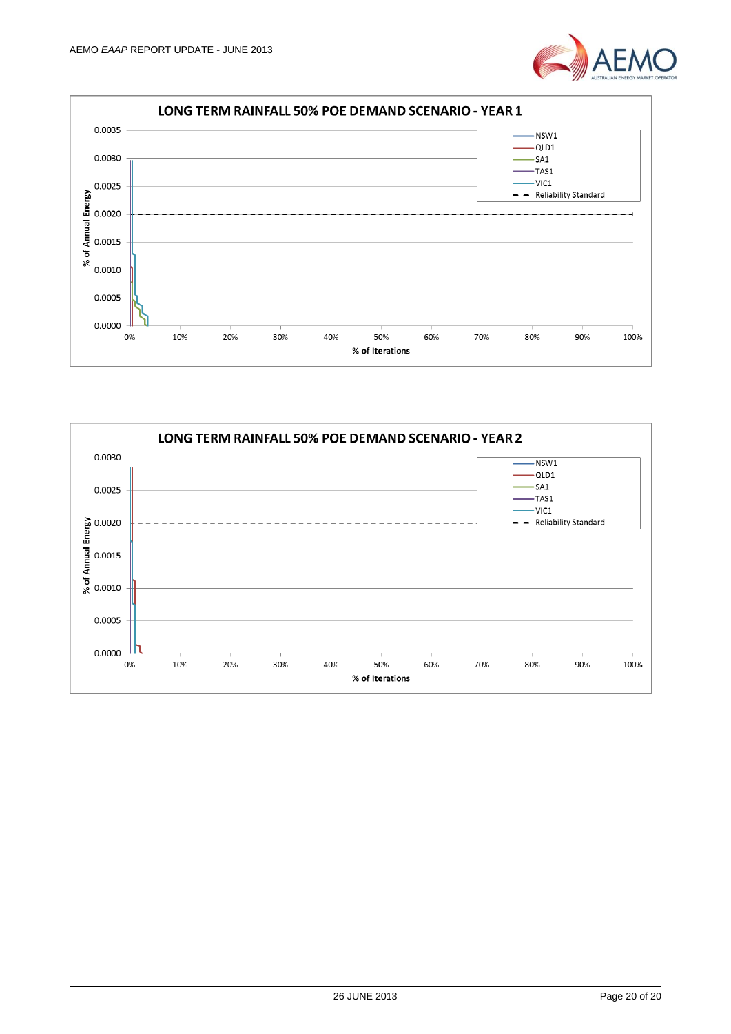LONG TERM RAINFALL 50% POE DEMAND SCENARIO - YEAR 1

0.0035
0.0030
0.0025
0.0020
0.0015
0.0010
0.0005
0.0000

% of Annual Energy

0% 10% 20% 30% 40% 50% 60% 70% 80% 90% 100%

% of Iterations

NSW1
QLD1
SA1
TAS1
VIC1
Reliability Standard

LONG TERM RAINFALL 50% POE DEMAND SCENARIO - YEAR 2

0.0030
0.0025
0.0020
0.0015
0.0010
0.0005
0.0000

% of Annual Energy

0% 10% 20% 30% 40% 50% 60% 70% 80% 90% 100%

% of Iterations

NSW1
QLD1
SA1
TAS1
VIC1
Reliability Standard